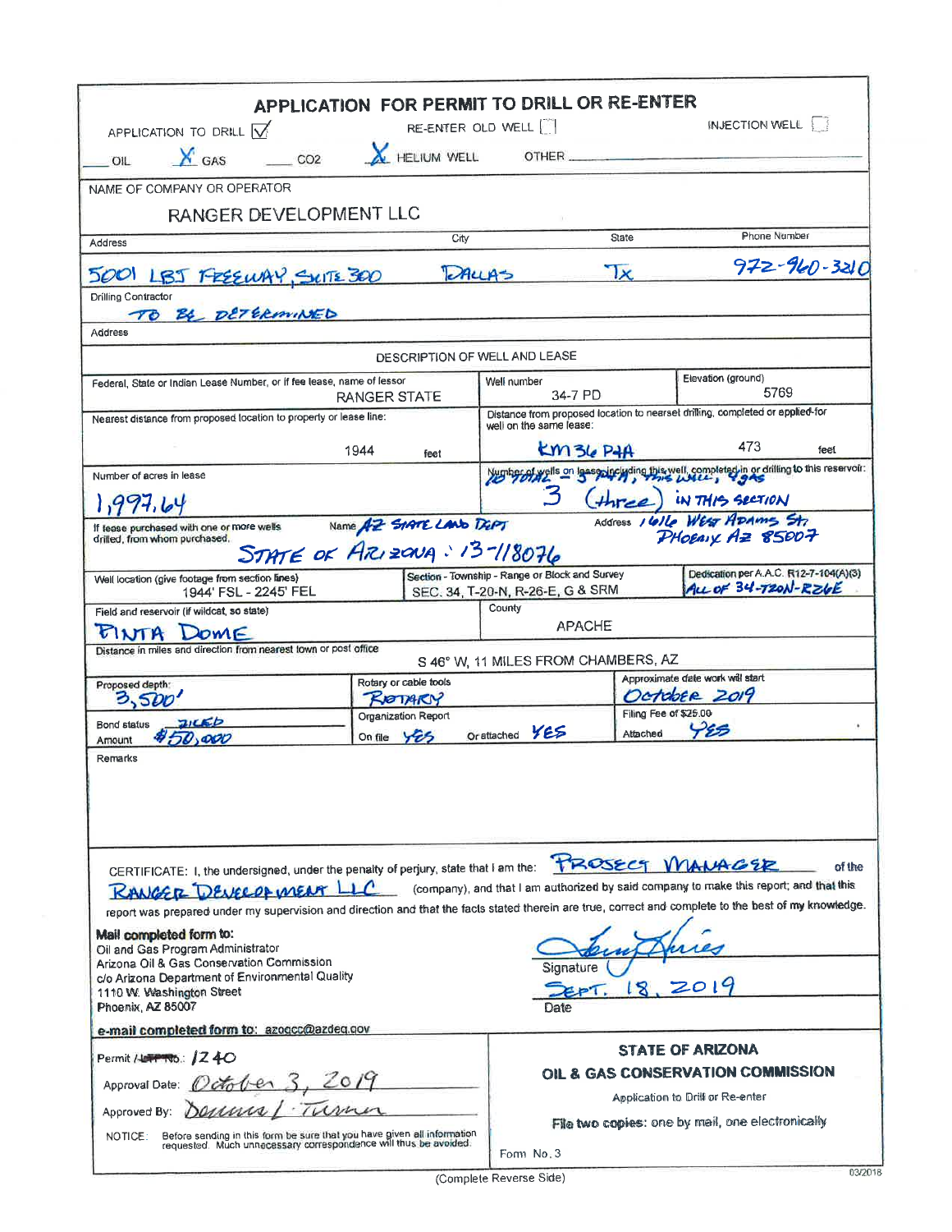# APPLICATION FOR PERMIT TO DRILL OR RE-ENTER

APPLICATION TO DRILL ☑ RE-ENTER OLD WELL ☐ INJECTION WELL ☐

___ OIL X GAS ___ $CO_2$ X HELIUM WELL OTHER ___

**NAME OF COMPANY OR OPERATOR**

RANGER DEVELOPMENT LLC

| Address | City | State | Phone Number |
|---|---|---|---|
| 5001 LBJ FREEWAY, SUITE 300 | DALLAS | TX | 972-960-3210 |

Drilling Contractor: TO BE DETERMINED

Address:

## DESCRIPTION OF WELL AND LEASE

| Federal, State or Indian Lease Number, or if fee lease, name of lessor | Well number | Elevation (ground) |
|---|---|---|
| RANGER STATE | 34-7 PD | 5769 |

| Nearest distance from proposed location to property or lease line: | Distance from proposed location to nearest drilling, completed or applied-for well on the same lease: |
|---|---|
| 1944 feet | KM 36 P&A 473 feet |

| Number of acres in lease | Number of wells on lease, including this well, completed in or drilling to this reservoir: |
|---|---|
| 1,997.64 | 10 TOTAL - 3 P&A, THIS WELL, 4 GAS; 3 (three) IN THIS SECTION |

If lease purchased with one or more wells drilled, from whom purchased. Name: AZ STATE LAND DEPT Address: 1616 WEST ADAMS ST, PHOENIX AZ 85007

STATE OF ARIZONA: 13-118076

| Well location (give footage from section lines) | Section - Township - Range or Block and Survey | Dedication per A.A.C. R12-7-104(A)(3) |
|---|---|---|
| 1944' FSL - 2245' FEL | SEC. 34, T-20-N, R-26-E, G & SRM | ALL OF 34-T20N-R26E |

| Field and reservoir (if wildcat, so state) | County |
|---|---|
| PINTA DOME | APACHE |

Distance in miles and direction from nearest town or post office: S 46° W, 11 MILES FROM CHAMBERS, AZ

| Proposed depth: | Rotary or cable tools | Approximate date work will start |
|---|---|---|
| 3,500' | ROTARY | October 2019 |

| Bond status: ZICED Amount: $50,000 | Organization Report On file: YES Or attached: YES | Filing Fee of $25.00 Attached: YES |
|---|---|---|

Remarks

CERTIFICATE: I, the undersigned, under the penalty of perjury, state that I am the: PROJECT MANAGER of the RANGER DEVELOPMENT LLC (company), and that I am authorized by said company to make this report; and that this report was prepared under my supervision and direction and that the facts stated therein are true, correct and complete to the best of my knowledge.

**Mail completed form to:**
Oil and Gas Program Administrator
Arizona Oil & Gas Conservation Commission
c/o Arizona Department of Environmental Quality
1110 W. Washington Street
Phoenix, AZ 85007

Signature: [signature]

Date: SEPT. 18, 2019

**e-mail completed form to:** azogcc@azdeq.gov

Permit No.: 1240

Approval Date: October 3, 2019

Approved By: Dennis L. Turner

NOTICE: Before sending in this form be sure that you have given all information requested. Much unnecessary correspondence will thus be avoided.

**STATE OF ARIZONA**
**OIL & GAS CONSERVATION COMMISSION**
Application to Drill or Re-enter
File two copies: one by mail, one electronically
Form No. 3

03/2018

(Complete Reverse Side)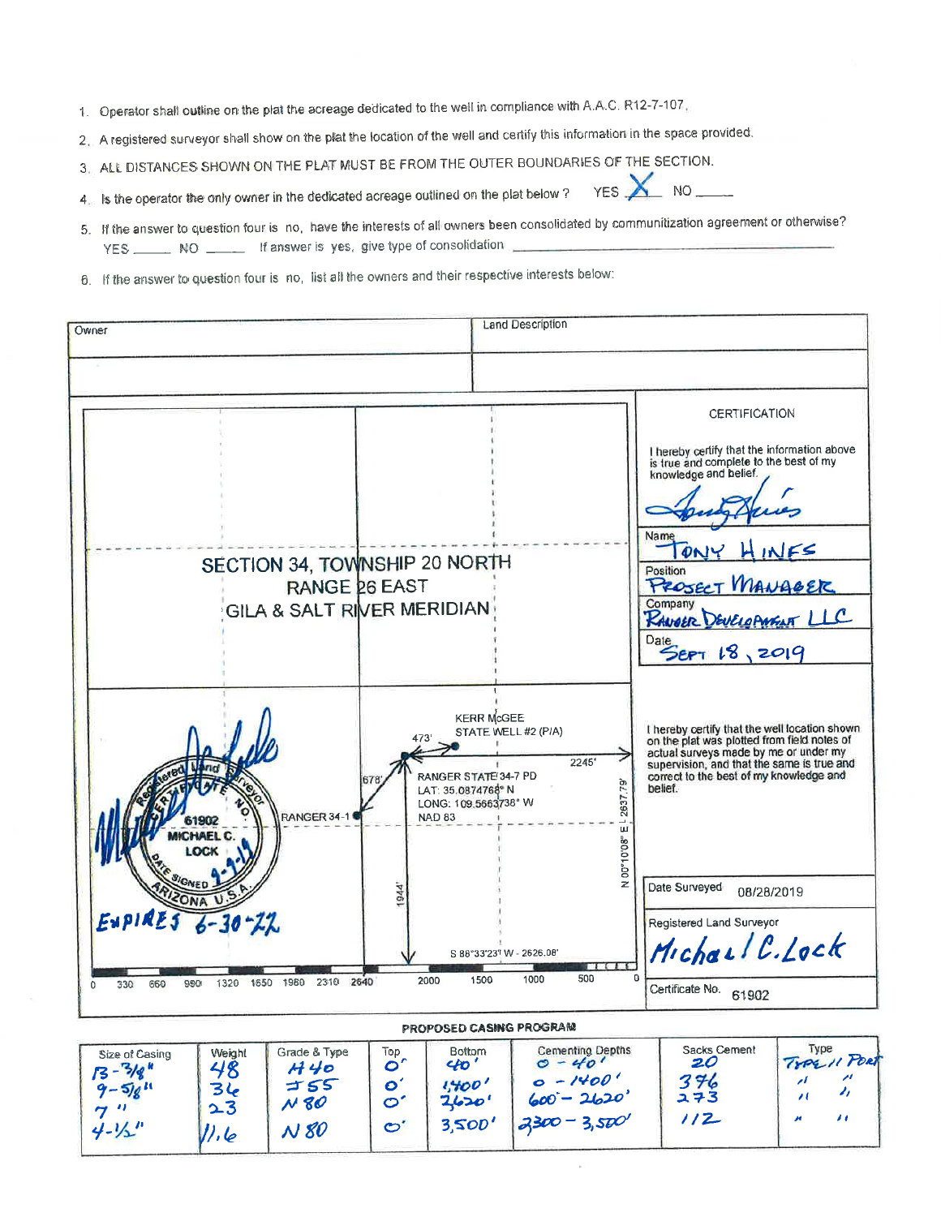1. Operator shall outline on the plat the acreage dedicated to the well in compliance with A.A.C. R12-7-107.
2. A registered surveyor shall show on the plat the location of the well and certify this information in the space provided.
3. ALL DISTANCES SHOWN ON THE PLAT MUST BE FROM THE OUTER BOUNDARIES OF THE SECTION.
4. Is the operator the only owner in the dedicated acreage outlined on the plat below? YES X NO ____
5. If the answer to question four is no, have the interests of all owners been consolidated by communitization agreement or otherwise? YES ____ NO ____ If answer is yes, give type of consolidation ____________________
6. If the answer to question four is no, list all the owners and their respective interests below:

| Owner | Land Description |
|---|---|
| | |

SECTION 34, TOWNSHIP 20 NORTH RANGE 26 EAST GILA & SALT RIVER MERIDIAN

KERR McGEE STATE WELL #2 (P/A)

473'

2245'

678'

RANGER STATE 34-7 PD
LAT: 35.0874768° N
LONG: 109.5663738° W
NAD 83

RANGER 34-1

1944'

N 00°10'08" E 2637.79'

S 88°33'23" W - 2626.08'

Scale: 0 330 660 990 1320 1650 1980 2310 2640 — 2000 1500 1000 500 0

Registered Land Surveyor CERTIFICATE NO. 61902 MICHAEL C. LOCK DATE SIGNED 9-9-19 ARIZONA U.S.A.
EXPIRES 6-30-22

**CERTIFICATION**

I hereby certify that the information above is true and complete to the best of my knowledge and belief.

Name: Tony Hines

Position: Project Manager

Company: Ranger Development LLC

Date: Sept 18, 2019

I hereby certify that the well location shown on the plat was plotted from field notes of actual surveys made by me or under my supervision, and that the same is true and correct to the best of my knowledge and belief.

Date Surveyed: 08/28/2019

Registered Land Surveyor: Michael C. Lock

Certificate No. 61902

**PROPOSED CASING PROGRAM**

| Size of Casing | Weight | Grade & Type | Top | Bottom | Cementing Depths | Sacks Cement | Type |
|---|---|---|---|---|---|---|---|
| 13-3/8" | 48 | H40 | 0' | 40' | 0 - 40' | 20 | Type II Port |
| 9-5/8" | 36 | J55 | 0' | 1,400' | 0 - 1400' | 376 | " " |
| 7" | 23 | N80 | 0' | 2620' | 600 - 2620' | 273 | " " |
| 4-1/2" | 11.6 | N80 | 0' | 3,500' | 2300 - 3,500' | 112 | " " |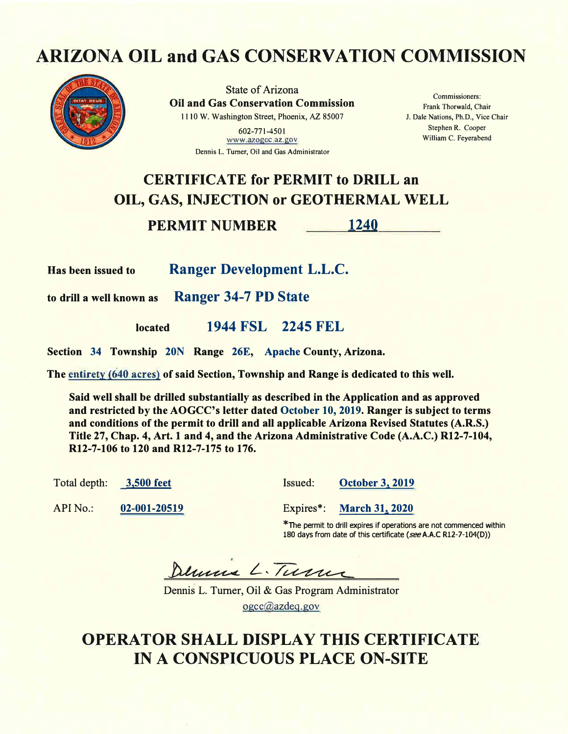# ARIZONA OIL and GAS CONSERVATION COMMISSION

State of Arizona
**Oil and Gas Conservation Commission**
1110 W. Washington Street, Phoenix, AZ 85007
602-771-4501
www.azogcc.az.gov
Dennis L. Turner, Oil and Gas Administrator

Commissioners:
Frank Thorwald, Chair
J. Dale Nations, Ph.D., Vice Chair
Stephen R. Cooper
William C. Feyerabend

## CERTIFICATE for PERMIT to DRILL an OIL, GAS, INJECTION or GEOTHERMAL WELL

**PERMIT NUMBER** 1240

**Has been issued to** Ranger Development L.L.C.

**to drill a well known as** Ranger 34-7 PD State

**located** 1944 FSL 2245 FEL

**Section** 34 **Township** 20N **Range** 26E, Apache **County, Arizona.**

**The** entirety (640 acres) **of said Section, Township and Range is dedicated to this well.**

**Said well shall be drilled substantially as described in the Application and as approved and restricted by the AOGCC's letter dated October 10, 2019. Ranger is subject to terms and conditions of the permit to drill and all applicable Arizona Revised Statutes (A.R.S.) Title 27, Chap. 4, Art. 1 and 4, and the Arizona Administrative Code (A.A.C.) R12-7-104, R12-7-106 to 120 and R12-7-175 to 176.**

Total depth: 3,500 feet

API No.: 02-001-20519

Issued: October 3, 2019

Expires*: March 31, 2020

*The permit to drill expires if operations are not commenced within 180 days from date of this certificate (*see* A.A.C R12-7-104(D))

Dennis L. Turner

Dennis L. Turner, Oil & Gas Program Administrator
ogcc@azdeq.gov

## OPERATOR SHALL DISPLAY THIS CERTIFICATE IN A CONSPICUOUS PLACE ON-SITE